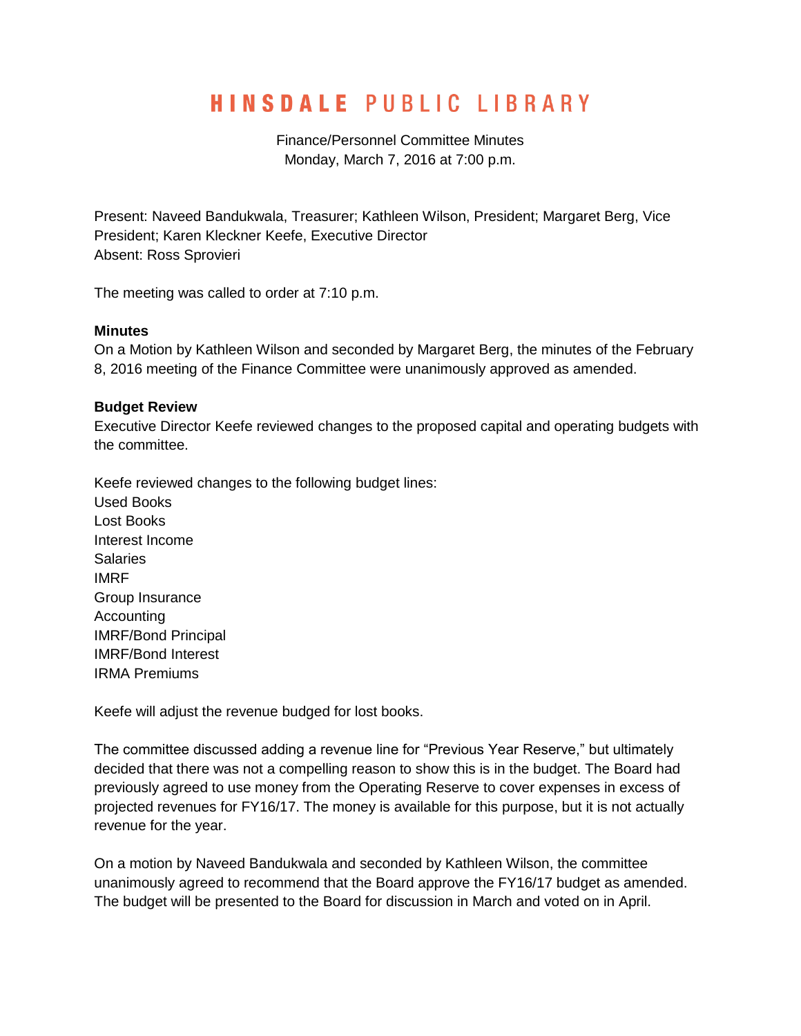# HINSDALE PUBLIC LIBRARY

Finance/Personnel Committee Minutes
Monday, March 7, 2016 at 7:00 p.m.

Present: Naveed Bandukwala, Treasurer; Kathleen Wilson, President; Margaret Berg, Vice President; Karen Kleckner Keefe, Executive Director
Absent: Ross Sprovieri

The meeting was called to order at 7:10 p.m.

**Minutes**
On a Motion by Kathleen Wilson and seconded by Margaret Berg, the minutes of the February 8, 2016 meeting of the Finance Committee were unanimously approved as amended.

**Budget Review**
Executive Director Keefe reviewed changes to the proposed capital and operating budgets with the committee.

Keefe reviewed changes to the following budget lines:
Used Books
Lost Books
Interest Income
Salaries
IMRF
Group Insurance
Accounting
IMRF/Bond Principal
IMRF/Bond Interest
IRMA Premiums

Keefe will adjust the revenue budged for lost books.

The committee discussed adding a revenue line for "Previous Year Reserve," but ultimately decided that there was not a compelling reason to show this is in the budget. The Board had previously agreed to use money from the Operating Reserve to cover expenses in excess of projected revenues for FY16/17. The money is available for this purpose, but it is not actually revenue for the year.

On a motion by Naveed Bandukwala and seconded by Kathleen Wilson, the committee unanimously agreed to recommend that the Board approve the FY16/17 budget as amended. The budget will be presented to the Board for discussion in March and voted on in April.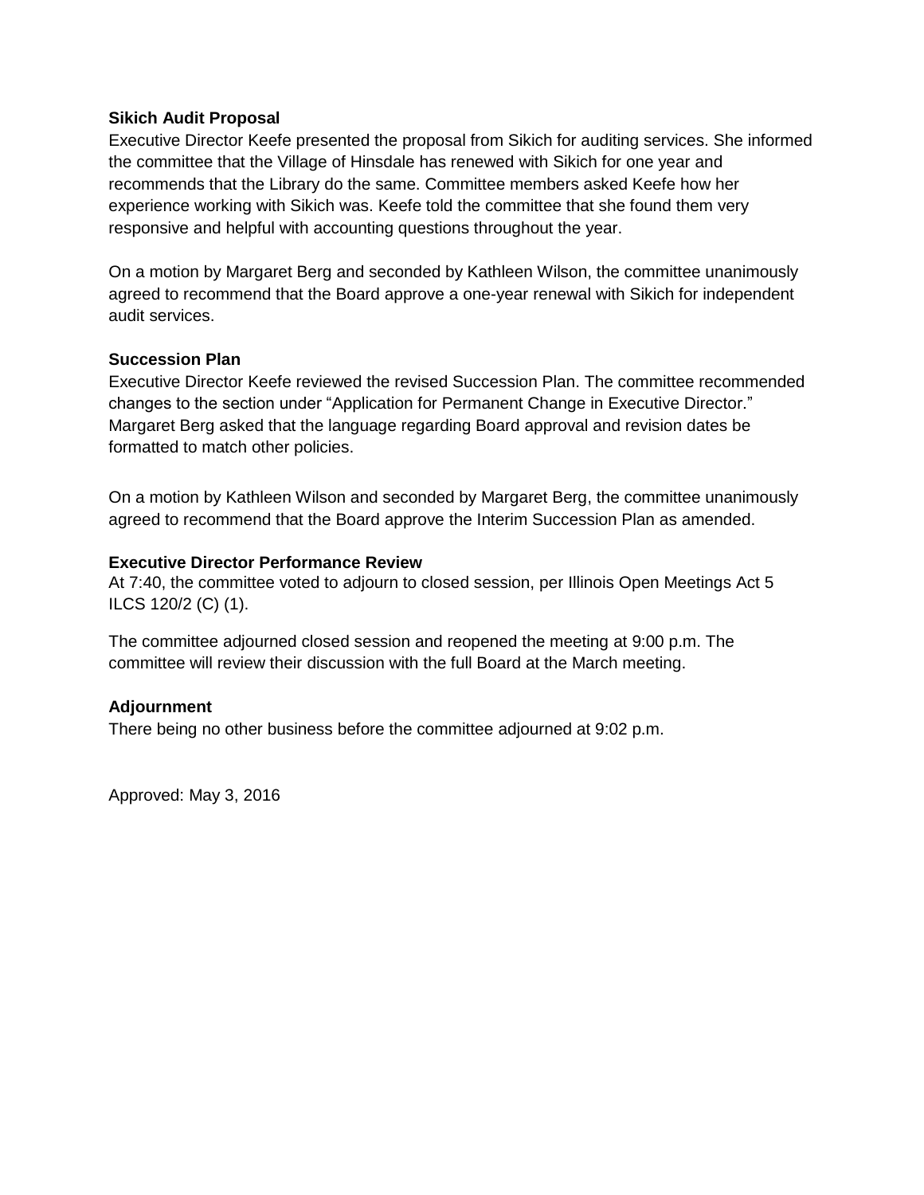**Sikich Audit Proposal**

Executive Director Keefe presented the proposal from Sikich for auditing services. She informed the committee that the Village of Hinsdale has renewed with Sikich for one year and recommends that the Library do the same. Committee members asked Keefe how her experience working with Sikich was. Keefe told the committee that she found them very responsive and helpful with accounting questions throughout the year.

On a motion by Margaret Berg and seconded by Kathleen Wilson, the committee unanimously agreed to recommend that the Board approve a one-year renewal with Sikich for independent audit services.

**Succession Plan**

Executive Director Keefe reviewed the revised Succession Plan. The committee recommended changes to the section under "Application for Permanent Change in Executive Director." Margaret Berg asked that the language regarding Board approval and revision dates be formatted to match other policies.

On a motion by Kathleen Wilson and seconded by Margaret Berg, the committee unanimously agreed to recommend that the Board approve the Interim Succession Plan as amended.

**Executive Director Performance Review**

At 7:40, the committee voted to adjourn to closed session, per Illinois Open Meetings Act 5 ILCS 120/2 (C) (1).

The committee adjourned closed session and reopened the meeting at 9:00 p.m. The committee will review their discussion with the full Board at the March meeting.

**Adjournment**

There being no other business before the committee adjourned at 9:02 p.m.

Approved: May 3, 2016